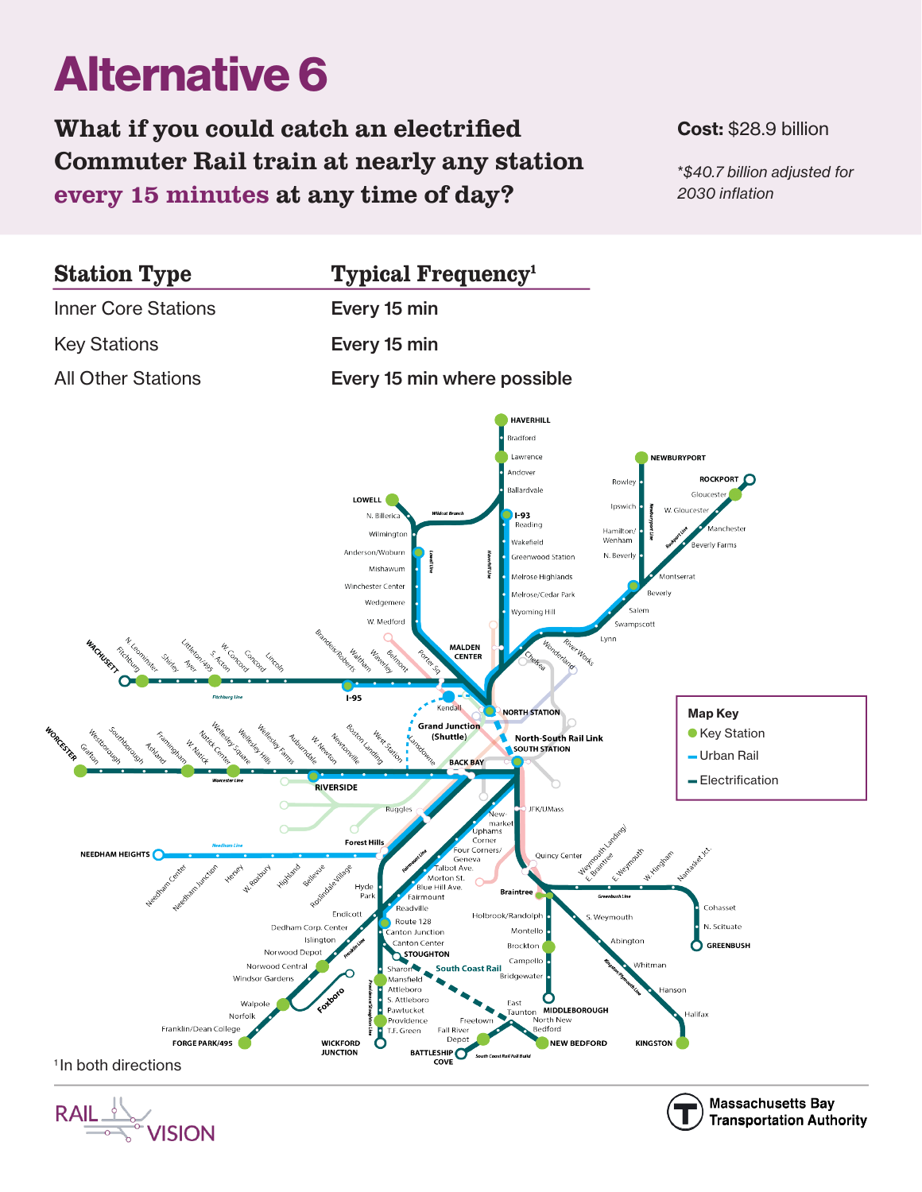# Alternative 6

**What if you could catch an electrified Commuter Rail train at nearly any station every 15 minutes at any time of day?**

**Cost:** $28.9 billion

*\*$40.7 billion adjusted for 2030 inflation*

| Station Type | Typical Frequency[1] |
|---|---|
| Inner Core Stations | Every 15 min |
| Key Stations | Every 15 min |
| All Other Stations | Every 15 min where possible |

**Map Key**
- Key Station
- Urban Rail
- Electrification

[1] In both directions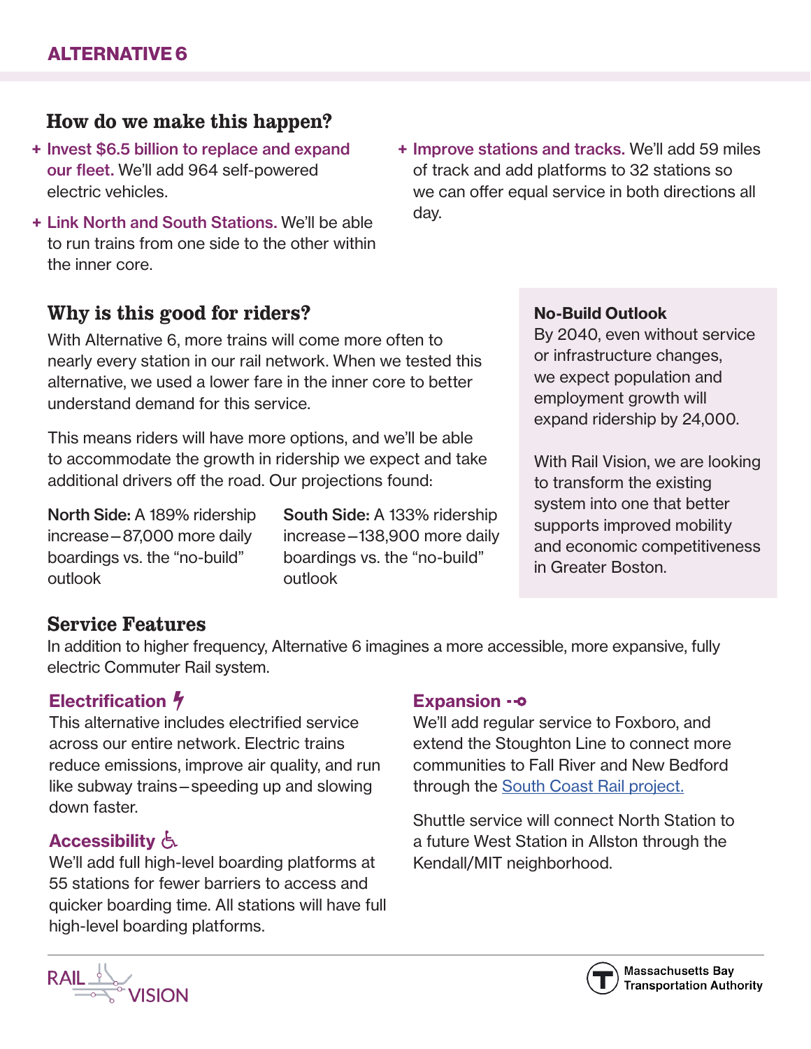# ALTERNATIVE 6

## How do we make this happen?

- **Invest $6.5 billion to replace and expand our fleet.** We'll add 964 self-powered electric vehicles.
- **Link North and South Stations.** We'll be able to run trains from one side to the other within the inner core.
- **Improve stations and tracks.** We'll add 59 miles of track and add platforms to 32 stations so we can offer equal service in both directions all day.

## Why is this good for riders?

With Alternative 6, more trains will come more often to nearly every station in our rail network. When we tested this alternative, we used a lower fare in the inner core to better understand demand for this service.

This means riders will have more options, and we'll be able to accommodate the growth in ridership we expect and take additional drivers off the road. Our projections found:

**North Side:** A 189% ridership increase–87,000 more daily boardings vs. the "no-build" outlook

**South Side:** A 133% ridership increase–138,900 more daily boardings vs. the "no-build" outlook

**No-Build Outlook**
By 2040, even without service or infrastructure changes, we expect population and employment growth will expand ridership by 24,000.

With Rail Vision, we are looking to transform the existing system into one that better supports improved mobility and economic competitiveness in Greater Boston.

## Service Features

In addition to higher frequency, Alternative 6 imagines a more accessible, more expansive, fully electric Commuter Rail system.

### Electrification

This alternative includes electrified service across our entire network. Electric trains reduce emissions, improve air quality, and run like subway trains–speeding up and slowing down faster.

### Accessibility

We'll add full high-level boarding platforms at 55 stations for fewer barriers to access and quicker boarding time. All stations will have full high-level boarding platforms.

### Expansion

We'll add regular service to Foxboro, and extend the Stoughton Line to connect more communities to Fall River and New Bedford through the South Coast Rail project.

Shuttle service will connect North Station to a future West Station in Allston through the Kendall/MIT neighborhood.